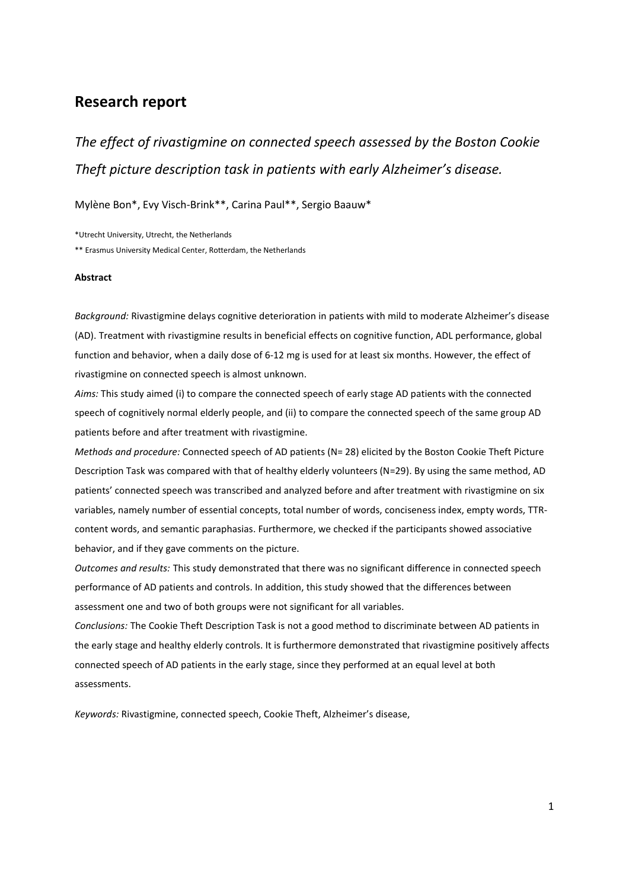## Research report

### *The effect of rivastigmine on connected speech assessed by the Boston Cookie Theft picture description task in patients with early Alzheimer's disease.*

Mylène Bon*, Evy Visch-Brink**, Carina Paul**, Sergio Baauw*

*Utrecht University, Utrecht, the Netherlands

** Erasmus University Medical Center, Rotterdam, the Netherlands

**Abstract**

*Background:* Rivastigmine delays cognitive deterioration in patients with mild to moderate Alzheimer's disease (AD). Treatment with rivastigmine results in beneficial effects on cognitive function, ADL performance, global function and behavior, when a daily dose of 6-12 mg is used for at least six months. However, the effect of rivastigmine on connected speech is almost unknown.

*Aims:* This study aimed (i) to compare the connected speech of early stage AD patients with the connected speech of cognitively normal elderly people, and (ii) to compare the connected speech of the same group AD patients before and after treatment with rivastigmine.

*Methods and procedure:* Connected speech of AD patients (N= 28) elicited by the Boston Cookie Theft Picture Description Task was compared with that of healthy elderly volunteers (N=29). By using the same method, AD patients' connected speech was transcribed and analyzed before and after treatment with rivastigmine on six variables, namely number of essential concepts, total number of words, conciseness index, empty words, TTR-content words, and semantic paraphasias. Furthermore, we checked if the participants showed associative behavior, and if they gave comments on the picture.

*Outcomes and results:* This study demonstrated that there was no significant difference in connected speech performance of AD patients and controls. In addition, this study showed that the differences between assessment one and two of both groups were not significant for all variables.

*Conclusions:* The Cookie Theft Description Task is not a good method to discriminate between AD patients in the early stage and healthy elderly controls. It is furthermore demonstrated that rivastigmine positively affects connected speech of AD patients in the early stage, since they performed at an equal level at both assessments.

*Keywords:* Rivastigmine, connected speech, Cookie Theft, Alzheimer's disease,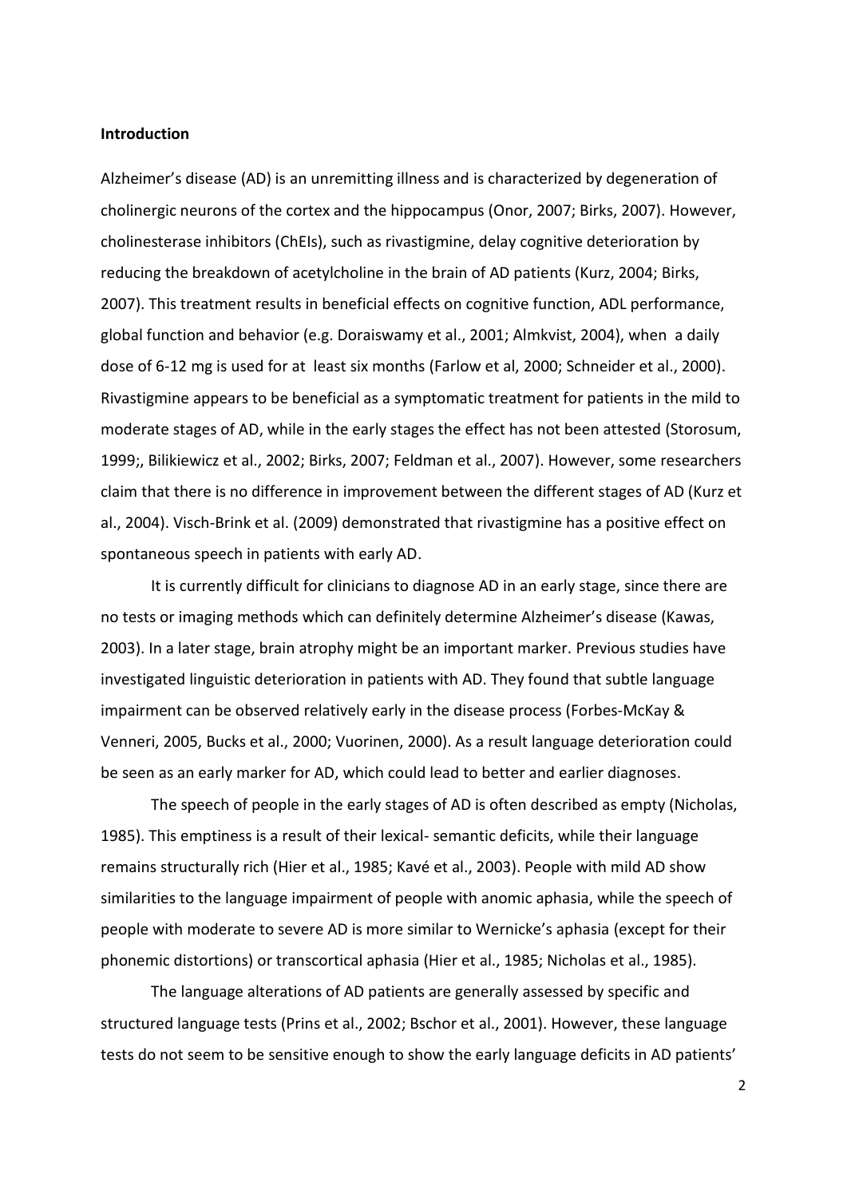**Introduction**

Alzheimer's disease (AD) is an unremitting illness and is characterized by degeneration of cholinergic neurons of the cortex and the hippocampus (Onor, 2007; Birks, 2007). However, cholinesterase inhibitors (ChEIs), such as rivastigmine, delay cognitive deterioration by reducing the breakdown of acetylcholine in the brain of AD patients (Kurz, 2004; Birks, 2007). This treatment results in beneficial effects on cognitive function, ADL performance, global function and behavior (e.g. Doraiswamy et al., 2001; Almkvist, 2004), when a daily dose of 6-12 mg is used for at least six months (Farlow et al, 2000; Schneider et al., 2000). Rivastigmine appears to be beneficial as a symptomatic treatment for patients in the mild to moderate stages of AD, while in the early stages the effect has not been attested (Storosum, 1999;, Bilikiewicz et al., 2002; Birks, 2007; Feldman et al., 2007). However, some researchers claim that there is no difference in improvement between the different stages of AD (Kurz et al., 2004). Visch-Brink et al. (2009) demonstrated that rivastigmine has a positive effect on spontaneous speech in patients with early AD.

It is currently difficult for clinicians to diagnose AD in an early stage, since there are no tests or imaging methods which can definitely determine Alzheimer's disease (Kawas, 2003). In a later stage, brain atrophy might be an important marker. Previous studies have investigated linguistic deterioration in patients with AD. They found that subtle language impairment can be observed relatively early in the disease process (Forbes-McKay & Venneri, 2005, Bucks et al., 2000; Vuorinen, 2000). As a result language deterioration could be seen as an early marker for AD, which could lead to better and earlier diagnoses.

The speech of people in the early stages of AD is often described as empty (Nicholas, 1985). This emptiness is a result of their lexical- semantic deficits, while their language remains structurally rich (Hier et al., 1985; Kavé et al., 2003). People with mild AD show similarities to the language impairment of people with anomic aphasia, while the speech of people with moderate to severe AD is more similar to Wernicke's aphasia (except for their phonemic distortions) or transcortical aphasia (Hier et al., 1985; Nicholas et al., 1985).

The language alterations of AD patients are generally assessed by specific and structured language tests (Prins et al., 2002; Bschor et al., 2001). However, these language tests do not seem to be sensitive enough to show the early language deficits in AD patients'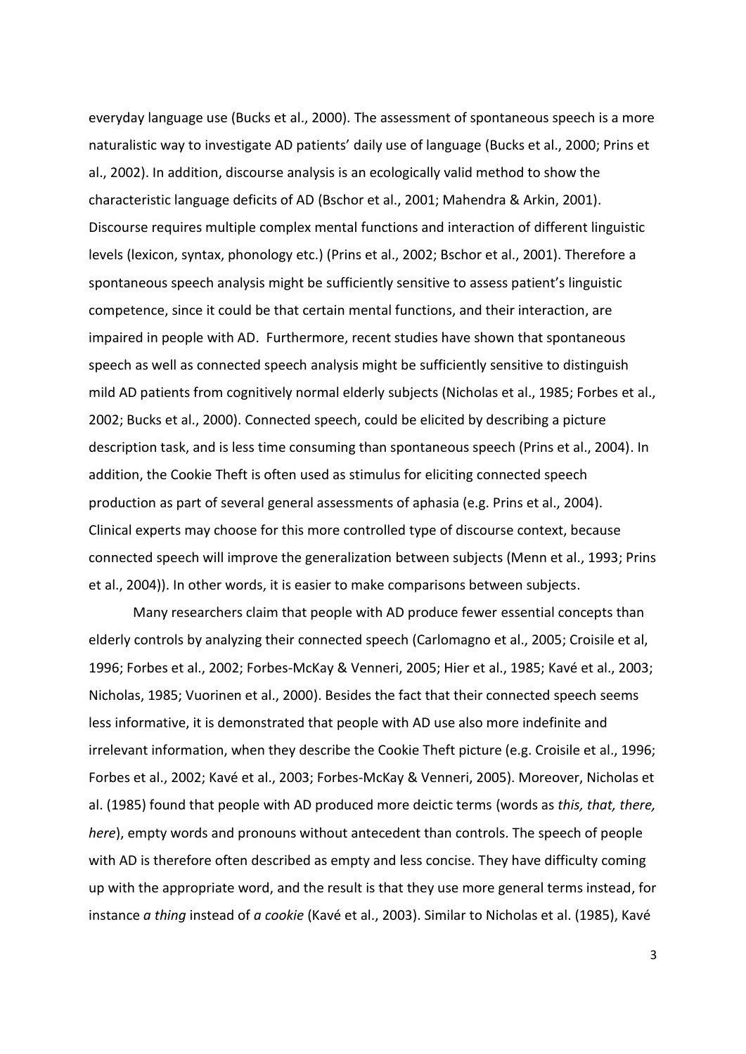everyday language use (Bucks et al., 2000). The assessment of spontaneous speech is a more naturalistic way to investigate AD patients' daily use of language (Bucks et al., 2000; Prins et al., 2002). In addition, discourse analysis is an ecologically valid method to show the characteristic language deficits of AD (Bschor et al., 2001; Mahendra & Arkin, 2001). Discourse requires multiple complex mental functions and interaction of different linguistic levels (lexicon, syntax, phonology etc.) (Prins et al., 2002; Bschor et al., 2001). Therefore a spontaneous speech analysis might be sufficiently sensitive to assess patient's linguistic competence, since it could be that certain mental functions, and their interaction, are impaired in people with AD. Furthermore, recent studies have shown that spontaneous speech as well as connected speech analysis might be sufficiently sensitive to distinguish mild AD patients from cognitively normal elderly subjects (Nicholas et al., 1985; Forbes et al., 2002; Bucks et al., 2000). Connected speech, could be elicited by describing a picture description task, and is less time consuming than spontaneous speech (Prins et al., 2004). In addition, the Cookie Theft is often used as stimulus for eliciting connected speech production as part of several general assessments of aphasia (e.g. Prins et al., 2004). Clinical experts may choose for this more controlled type of discourse context, because connected speech will improve the generalization between subjects (Menn et al., 1993; Prins et al., 2004)). In other words, it is easier to make comparisons between subjects.

Many researchers claim that people with AD produce fewer essential concepts than elderly controls by analyzing their connected speech (Carlomagno et al., 2005; Croisile et al, 1996; Forbes et al., 2002; Forbes-McKay & Venneri, 2005; Hier et al., 1985; Kavé et al., 2003; Nicholas, 1985; Vuorinen et al., 2000). Besides the fact that their connected speech seems less informative, it is demonstrated that people with AD use also more indefinite and irrelevant information, when they describe the Cookie Theft picture (e.g. Croisile et al., 1996; Forbes et al., 2002; Kavé et al., 2003; Forbes-McKay & Venneri, 2005). Moreover, Nicholas et al. (1985) found that people with AD produced more deictic terms (words as *this, that, there, here*), empty words and pronouns without antecedent than controls. The speech of people with AD is therefore often described as empty and less concise. They have difficulty coming up with the appropriate word, and the result is that they use more general terms instead, for instance *a thing* instead of *a cookie* (Kavé et al., 2003). Similar to Nicholas et al. (1985), Kavé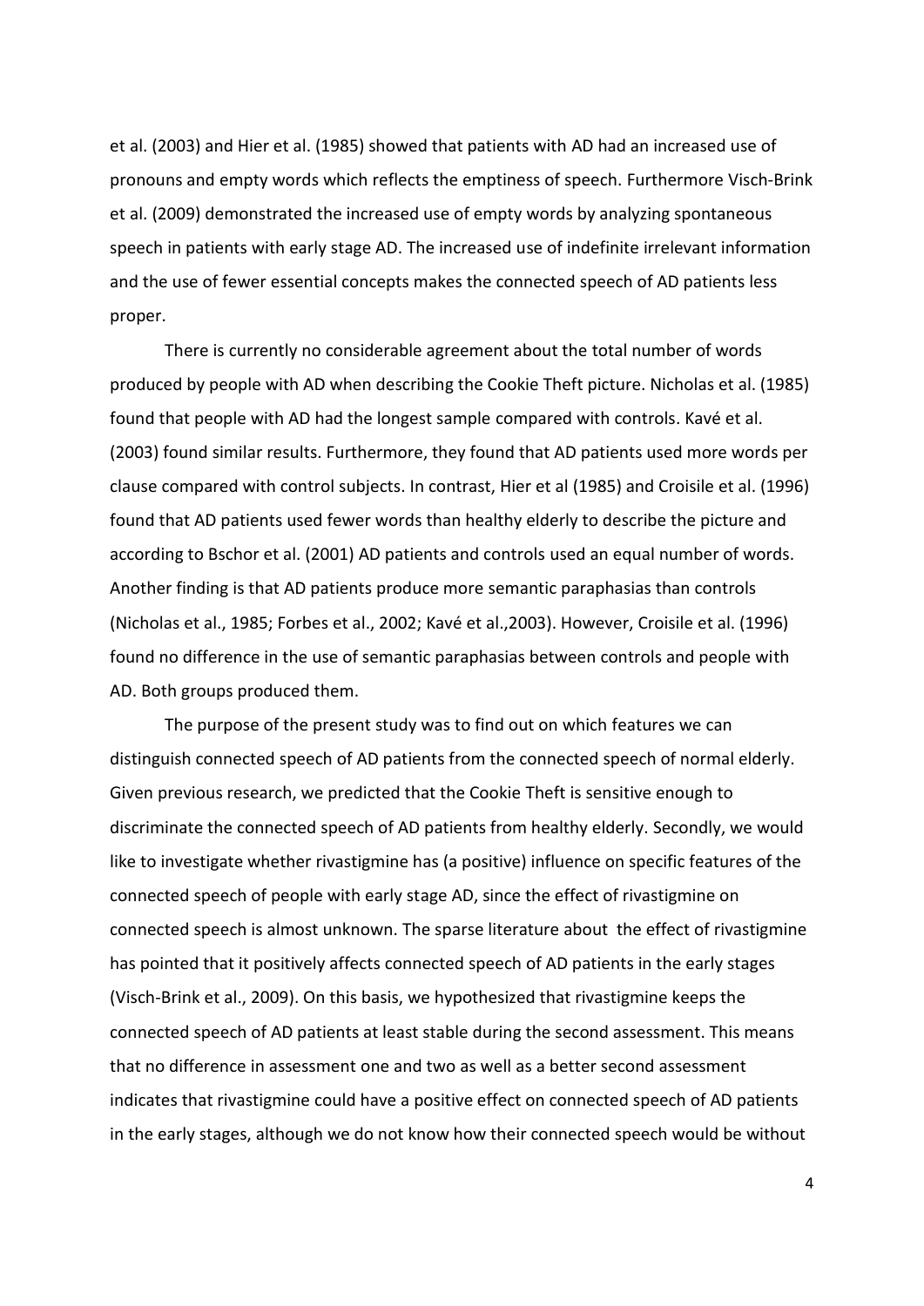et al. (2003) and Hier et al. (1985) showed that patients with AD had an increased use of pronouns and empty words which reflects the emptiness of speech. Furthermore Visch-Brink et al. (2009) demonstrated the increased use of empty words by analyzing spontaneous speech in patients with early stage AD. The increased use of indefinite irrelevant information and the use of fewer essential concepts makes the connected speech of AD patients less proper.

There is currently no considerable agreement about the total number of words produced by people with AD when describing the Cookie Theft picture. Nicholas et al. (1985) found that people with AD had the longest sample compared with controls. Kavé et al. (2003) found similar results. Furthermore, they found that AD patients used more words per clause compared with control subjects. In contrast, Hier et al (1985) and Croisile et al. (1996) found that AD patients used fewer words than healthy elderly to describe the picture and according to Bschor et al. (2001) AD patients and controls used an equal number of words. Another finding is that AD patients produce more semantic paraphasias than controls (Nicholas et al., 1985; Forbes et al., 2002; Kavé et al.,2003). However, Croisile et al. (1996) found no difference in the use of semantic paraphasias between controls and people with AD. Both groups produced them.

The purpose of the present study was to find out on which features we can distinguish connected speech of AD patients from the connected speech of normal elderly. Given previous research, we predicted that the Cookie Theft is sensitive enough to discriminate the connected speech of AD patients from healthy elderly. Secondly, we would like to investigate whether rivastigmine has (a positive) influence on specific features of the connected speech of people with early stage AD, since the effect of rivastigmine on connected speech is almost unknown. The sparse literature about the effect of rivastigmine has pointed that it positively affects connected speech of AD patients in the early stages (Visch-Brink et al., 2009). On this basis, we hypothesized that rivastigmine keeps the connected speech of AD patients at least stable during the second assessment. This means that no difference in assessment one and two as well as a better second assessment indicates that rivastigmine could have a positive effect on connected speech of AD patients in the early stages, although we do not know how their connected speech would be without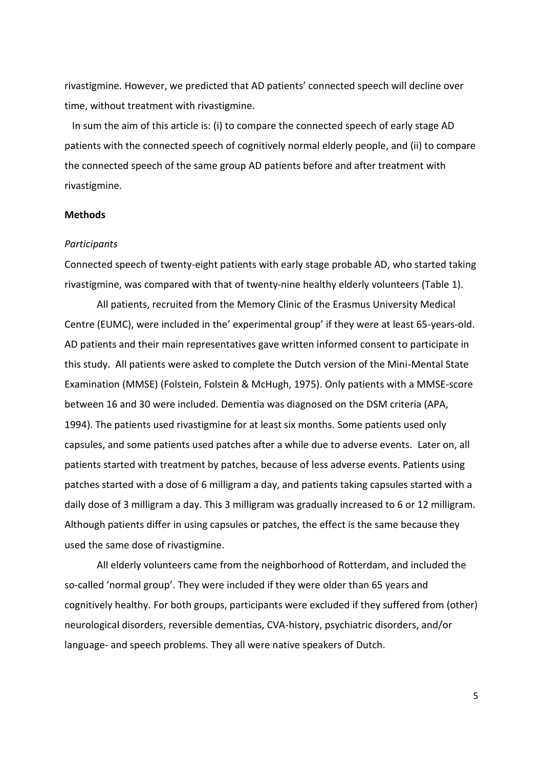rivastigmine. However, we predicted that AD patients' connected speech will decline over time, without treatment with rivastigmine.

In sum the aim of this article is: (i) to compare the connected speech of early stage AD patients with the connected speech of cognitively normal elderly people, and (ii) to compare the connected speech of the same group AD patients before and after treatment with rivastigmine.

**Methods**

*Participants*

Connected speech of twenty-eight patients with early stage probable AD, who started taking rivastigmine, was compared with that of twenty-nine healthy elderly volunteers (Table 1).

All patients, recruited from the Memory Clinic of the Erasmus University Medical Centre (EUMC), were included in the' experimental group' if they were at least 65-years-old. AD patients and their main representatives gave written informed consent to participate in this study. All patients were asked to complete the Dutch version of the Mini-Mental State Examination (MMSE) (Folstein, Folstein & McHugh, 1975). Only patients with a MMSE-score between 16 and 30 were included. Dementia was diagnosed on the DSM criteria (APA, 1994). The patients used rivastigmine for at least six months. Some patients used only capsules, and some patients used patches after a while due to adverse events. Later on, all patients started with treatment by patches, because of less adverse events. Patients using patches started with a dose of 6 milligram a day, and patients taking capsules started with a daily dose of 3 milligram a day. This 3 milligram was gradually increased to 6 or 12 milligram. Although patients differ in using capsules or patches, the effect is the same because they used the same dose of rivastigmine.

All elderly volunteers came from the neighborhood of Rotterdam, and included the so-called 'normal group'. They were included if they were older than 65 years and cognitively healthy. For both groups, participants were excluded if they suffered from (other) neurological disorders, reversible dementias, CVA-history, psychiatric disorders, and/or language- and speech problems. They all were native speakers of Dutch.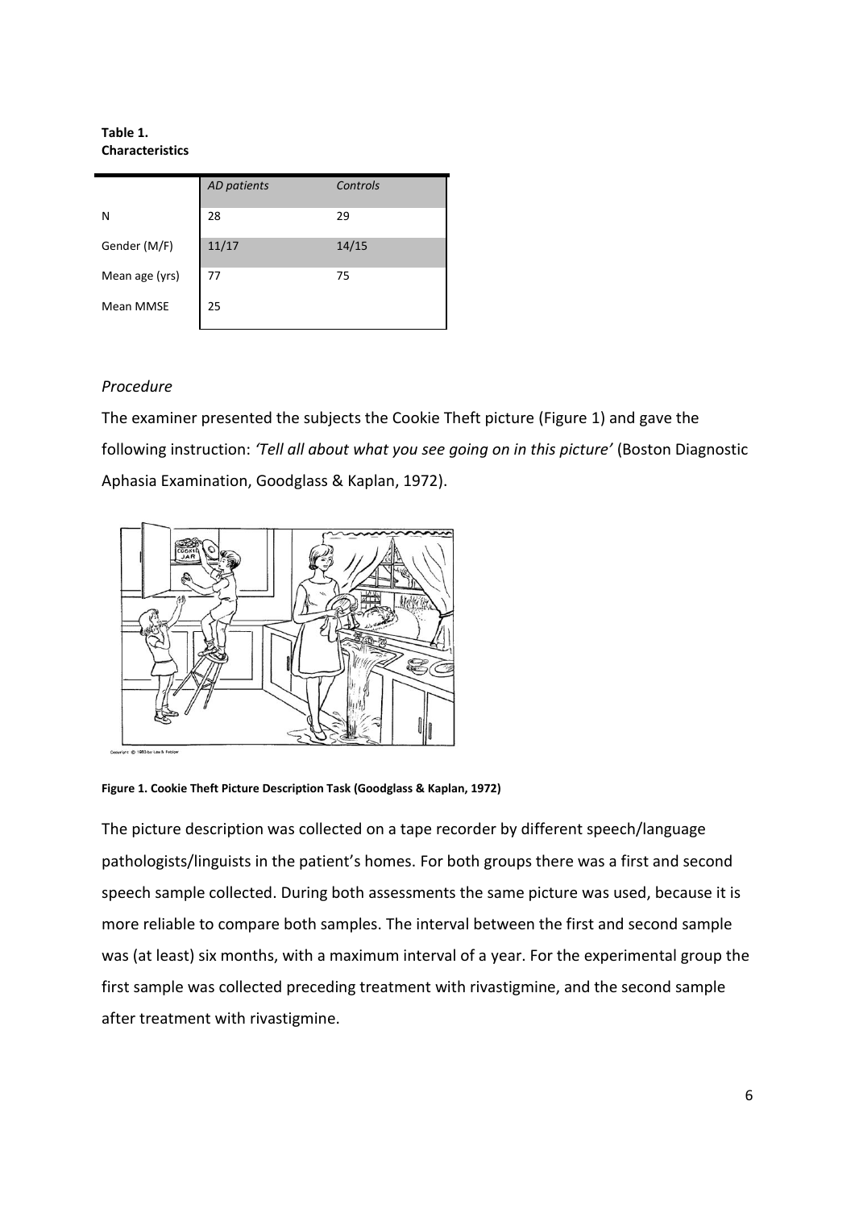**Table 1.**
**Characteristics**

| | *AD patients* | *Controls* |
|---|---|---|
| N | 28 | 29 |
| Gender (M/F) | 11/17 | 14/15 |
| Mean age (yrs) | 77 | 75 |
| Mean MMSE | 25 | |

### *Procedure*

The examiner presented the subjects the Cookie Theft picture (Figure 1) and gave the following instruction: *'Tell all about what you see going on in this picture'* (Boston Diagnostic Aphasia Examination, Goodglass & Kaplan, 1972).

**Figure 1. Cookie Theft Picture Description Task (Goodglass & Kaplan, 1972)**

The picture description was collected on a tape recorder by different speech/language pathologists/linguists in the patient's homes. For both groups there was a first and second speech sample collected. During both assessments the same picture was used, because it is more reliable to compare both samples. The interval between the first and second sample was (at least) six months, with a maximum interval of a year. For the experimental group the first sample was collected preceding treatment with rivastigmine, and the second sample after treatment with rivastigmine.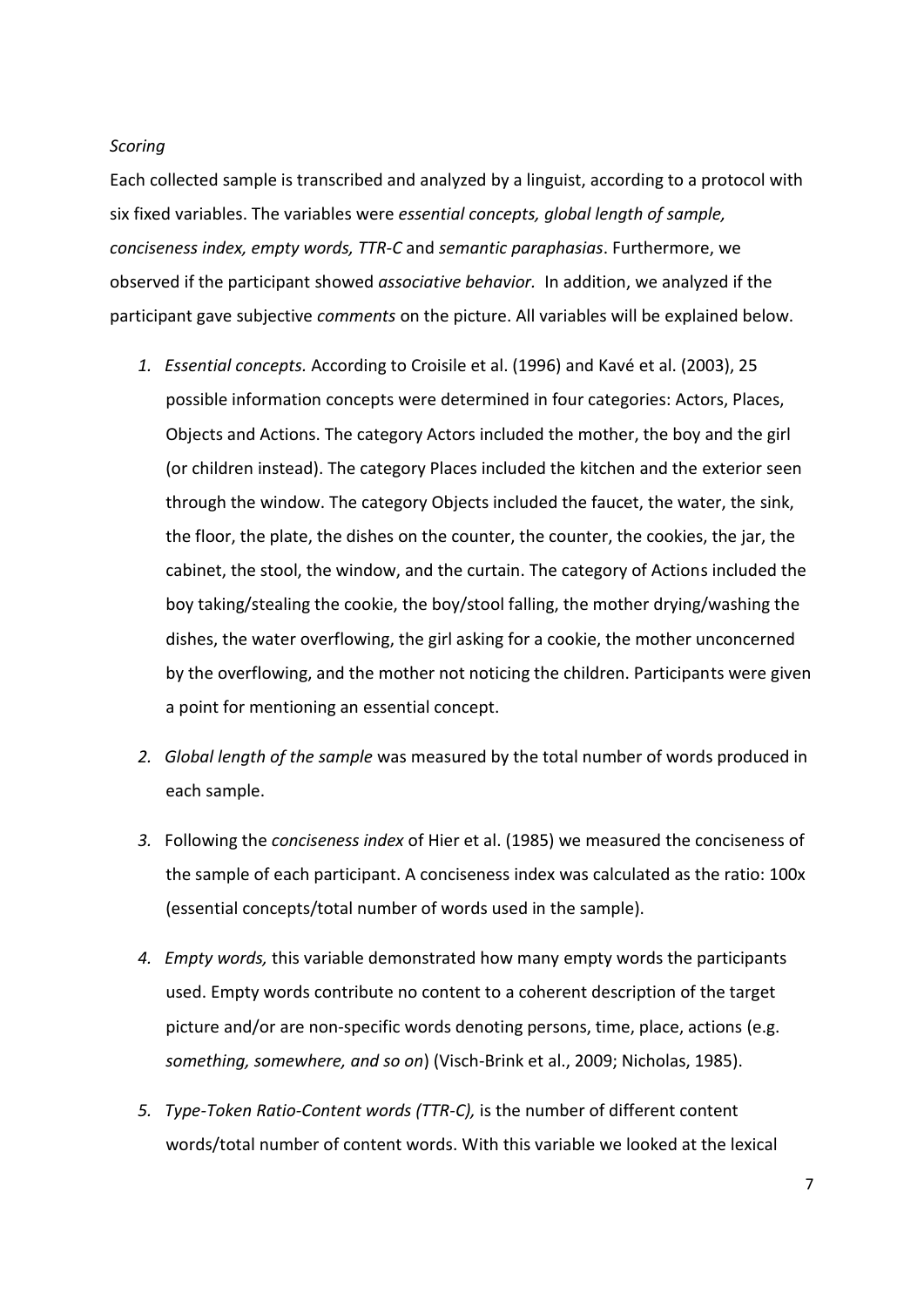*Scoring*

Each collected sample is transcribed and analyzed by a linguist, according to a protocol with six fixed variables. The variables were *essential concepts, global length of sample, conciseness index, empty words, TTR-C* and *semantic paraphasias*. Furthermore, we observed if the participant showed *associative behavior.* In addition, we analyzed if the participant gave subjective *comments* on the picture. All variables will be explained below.

1. *Essential concepts.* According to Croisile et al. (1996) and Kavé et al. (2003), 25 possible information concepts were determined in four categories: Actors, Places, Objects and Actions. The category Actors included the mother, the boy and the girl (or children instead). The category Places included the kitchen and the exterior seen through the window. The category Objects included the faucet, the water, the sink, the floor, the plate, the dishes on the counter, the counter, the cookies, the jar, the cabinet, the stool, the window, and the curtain. The category of Actions included the boy taking/stealing the cookie, the boy/stool falling, the mother drying/washing the dishes, the water overflowing, the girl asking for a cookie, the mother unconcerned by the overflowing, and the mother not noticing the children. Participants were given a point for mentioning an essential concept.

2. *Global length of the sample* was measured by the total number of words produced in each sample.

3. Following the *conciseness index* of Hier et al. (1985) we measured the conciseness of the sample of each participant. A conciseness index was calculated as the ratio: 100x (essential concepts/total number of words used in the sample).

4. *Empty words,* this variable demonstrated how many empty words the participants used. Empty words contribute no content to a coherent description of the target picture and/or are non-specific words denoting persons, time, place, actions (e.g. *something, somewhere, and so on*) (Visch-Brink et al., 2009; Nicholas, 1985).

5. *Type-Token Ratio-Content words (TTR-C),* is the number of different content words/total number of content words. With this variable we looked at the lexical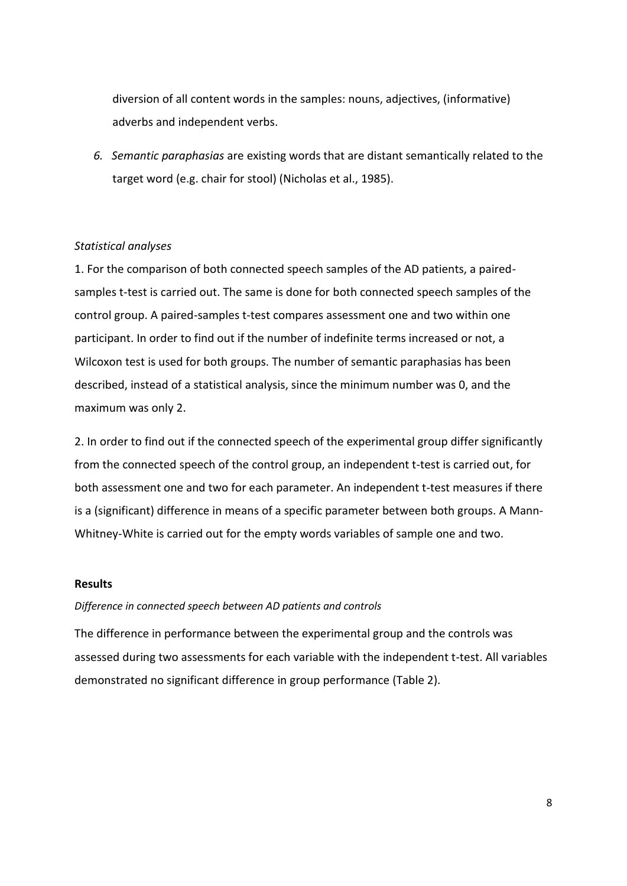diversion of all content words in the samples: nouns, adjectives, (informative) adverbs and independent verbs.

6. *Semantic paraphasias* are existing words that are distant semantically related to the target word (e.g. chair for stool) (Nicholas et al., 1985).

*Statistical analyses*

1. For the comparison of both connected speech samples of the AD patients, a paired-samples t-test is carried out. The same is done for both connected speech samples of the control group. A paired-samples t-test compares assessment one and two within one participant. In order to find out if the number of indefinite terms increased or not, a Wilcoxon test is used for both groups. The number of semantic paraphasias has been described, instead of a statistical analysis, since the minimum number was 0, and the maximum was only 2.

2. In order to find out if the connected speech of the experimental group differ significantly from the connected speech of the control group, an independent t-test is carried out, for both assessment one and two for each parameter. An independent t-test measures if there is a (significant) difference in means of a specific parameter between both groups. A Mann-Whitney-White is carried out for the empty words variables of sample one and two.

**Results**

*Difference in connected speech between AD patients and controls*

The difference in performance between the experimental group and the controls was assessed during two assessments for each variable with the independent t-test. All variables demonstrated no significant difference in group performance (Table 2).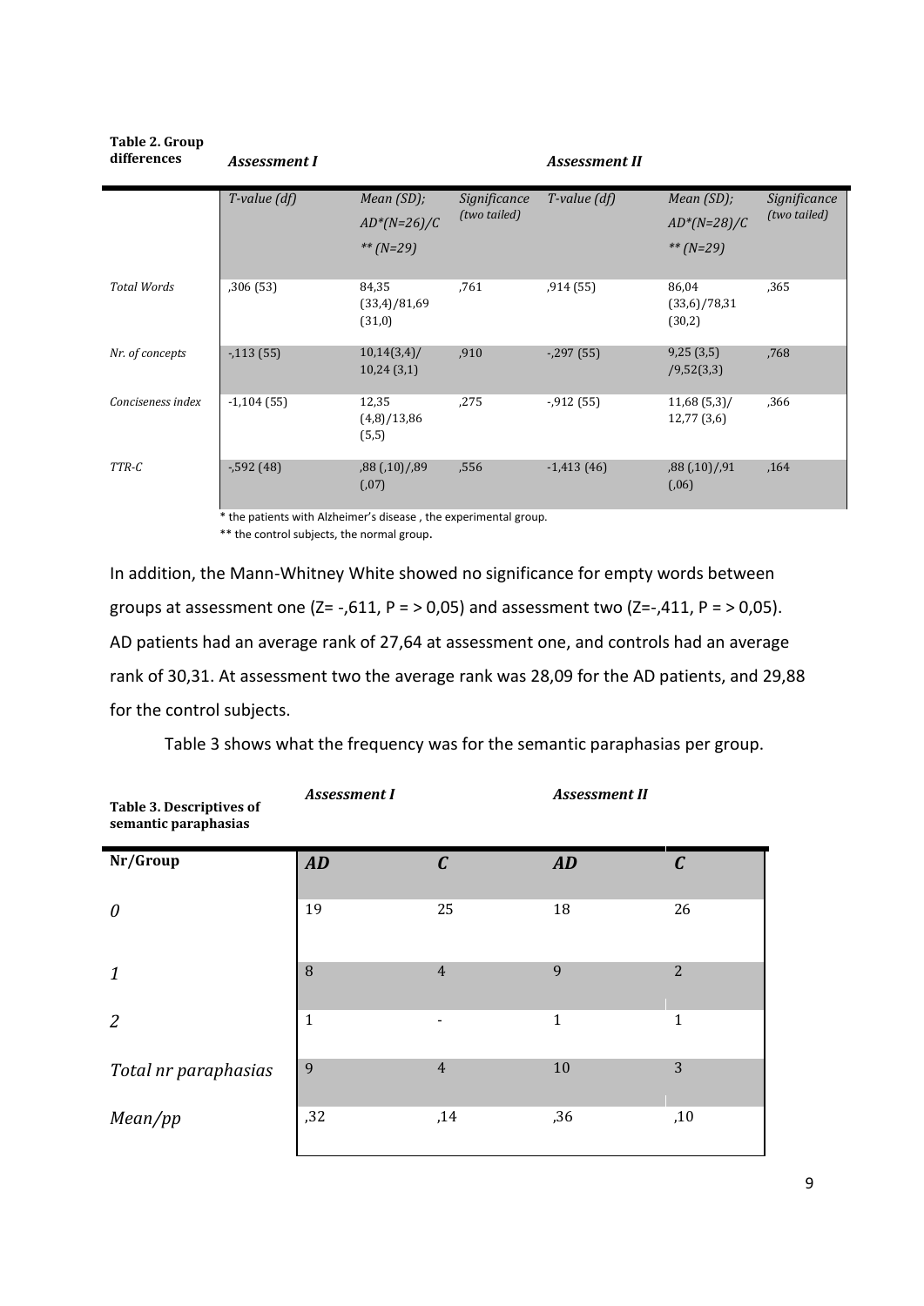**Table 2. Group differences**

| | *Assessment I* | | | *Assessment II* | | |
|---|---|---|---|---|---|---|
| | *T-value (df)* | *Mean (SD); AD*(N=26)/C ** (N=29)* | *Significance (two tailed)* | *T-value (df)* | *Mean (SD); AD*(N=28)/C ** (N=29)* | *Significance (two tailed)* |
| *Total Words* | ,306 (53) | 84,35 (33,4)/81,69 (31,0) | ,761 | ,914 (55) | 86,04 (33,6)/78,31 (30,2) | ,365 |
| *Nr. of concepts* | -,113 (55) | 10,14(3,4)/ 10,24 (3,1) | ,910 | -,297 (55) | 9,25 (3,5) /9,52(3,3) | ,768 |
| *Conciseness index* | -1,104 (55) | 12,35 (4,8)/13,86 (5,5) | ,275 | -,912 (55) | 11,68 (5,3)/ 12,77 (3,6) | ,366 |
| *TTR-C* | -,592 (48) | ,88 (,10)/,89 (,07) | ,556 | -1,413 (46) | ,88 (,10)/,91 (,06) | ,164 |

* the patients with Alzheimer's disease , the experimental group.

** the control subjects, the normal group.

In addition, the Mann-Whitney White showed no significance for empty words between groups at assessment one (Z= -,611, P = > 0,05) and assessment two (Z=-,411, P = > 0,05). AD patients had an average rank of 27,64 at assessment one, and controls had an average rank of 30,31. At assessment two the average rank was 28,09 for the AD patients, and 29,88 for the control subjects.

Table 3 shows what the frequency was for the semantic paraphasias per group.

**Table 3. Descriptives of semantic paraphasias**

| | *Assessment I* | | *Assessment II* | |
|---|---|---|---|---|
| **Nr/Group** | ***AD*** | ***C*** | ***AD*** | ***C*** |
| *0* | 19 | 25 | 18 | 26 |
| *1* | 8 | 4 | 9 | 2 |
| *2* | 1 | - | 1 | 1 |
| *Total nr paraphasias* | 9 | 4 | 10 | 3 |
| *Mean/pp* | ,32 | ,14 | ,36 | ,10 |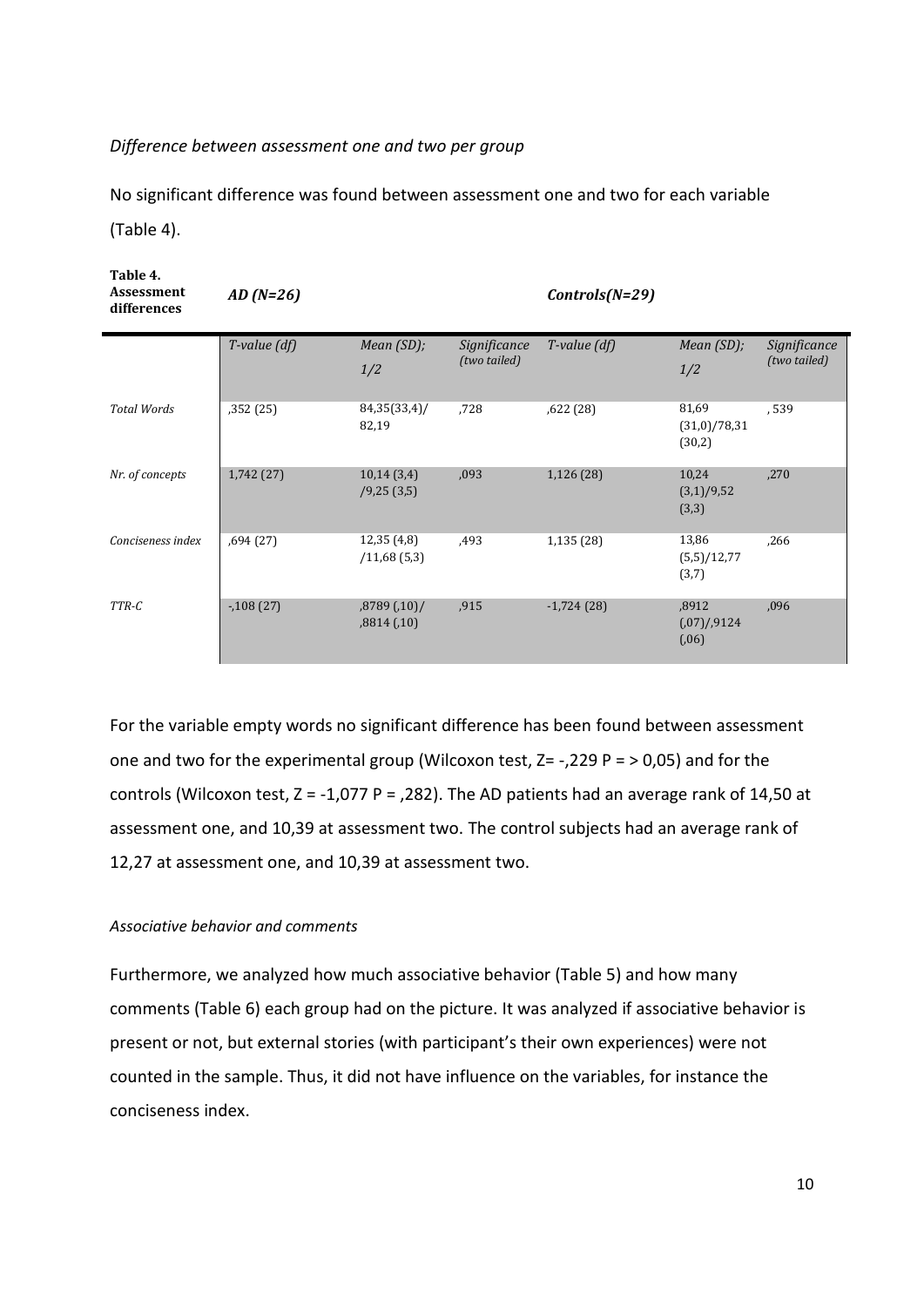*Difference between assessment one and two per group*

No significant difference was found between assessment one and two for each variable (Table 4).

| **Table 4. Assessment differences** | ***AD (N=26)*** | | | ***Controls(N=29)*** | | |
|---|---|---|---|---|---|---|
| | *T-value (df)* | *Mean (SD); 1/2* | *Significance (two tailed)* | *T-value (df)* | *Mean (SD); 1/2* | *Significance (two tailed)* |
| *Total Words* | ,352 (25) | 84,35(33,4)/ 82,19 | ,728 | ,622 (28) | 81,69 (31,0)/78,31 (30,2) | ,539 |
| *Nr. of concepts* | 1,742 (27) | 10,14 (3,4) /9,25 (3,5) | ,093 | 1,126 (28) | 10,24 (3,1)/9,52 (3,3) | ,270 |
| *Conciseness index* | ,694 (27) | 12,35 (4,8) /11,68 (5,3) | ,493 | 1,135 (28) | 13,86 (5,5)/12,77 (3,7) | ,266 |
| *TTR-C* | -,108 (27) | ,8789 (,10)/ ,8814 (,10) | ,915 | -1,724 (28) | ,8912 (,07)/,9124 (,06) | ,096 |

For the variable empty words no significant difference has been found between assessment one and two for the experimental group (Wilcoxon test, Z= -,229 P = > 0,05) and for the controls (Wilcoxon test, Z = -1,077 P = ,282). The AD patients had an average rank of 14,50 at assessment one, and 10,39 at assessment two. The control subjects had an average rank of 12,27 at assessment one, and 10,39 at assessment two.

*Associative behavior and comments*

Furthermore, we analyzed how much associative behavior (Table 5) and how many comments (Table 6) each group had on the picture. It was analyzed if associative behavior is present or not, but external stories (with participant's their own experiences) were not counted in the sample. Thus, it did not have influence on the variables, for instance the conciseness index.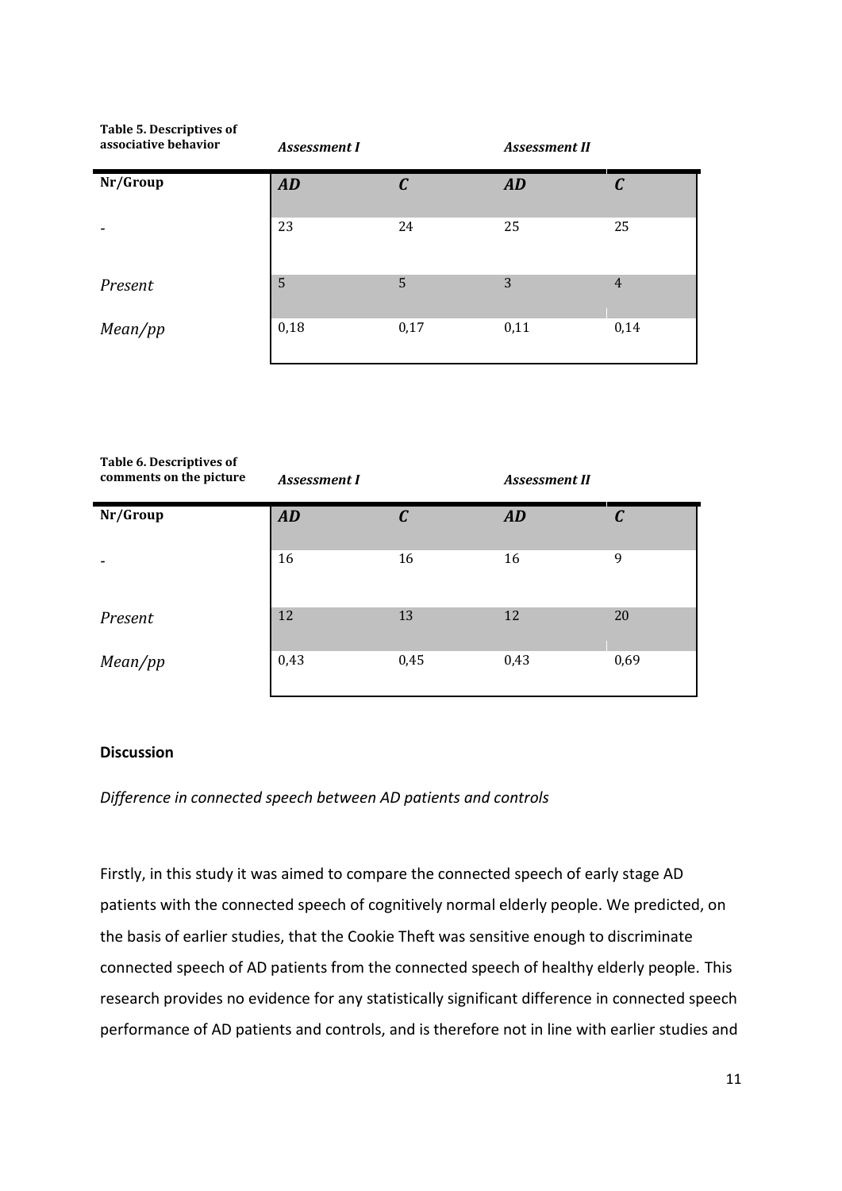**Table 5. Descriptives of associative behavior**

| Nr/Group | Assessment I | | Assessment II | |
|---|---|---|---|---|
| | ***AD*** | ***C*** | ***AD*** | ***C*** |
| - | 23 | 24 | 25 | 25 |
| *Present* | 5 | 5 | 3 | 4 |
| *Mean/pp* | 0,18 | 0,17 | 0,11 | 0,14 |

**Table 6. Descriptives of comments on the picture**

| Nr/Group | Assessment I | | Assessment II | |
|---|---|---|---|---|
| | ***AD*** | ***C*** | ***AD*** | ***C*** |
| - | 16 | 16 | 16 | 9 |
| *Present* | 12 | 13 | 12 | 20 |
| *Mean/pp* | 0,43 | 0,45 | 0,43 | 0,69 |

## Discussion

*Difference in connected speech between AD patients and controls*

Firstly, in this study it was aimed to compare the connected speech of early stage AD patients with the connected speech of cognitively normal elderly people. We predicted, on the basis of earlier studies, that the Cookie Theft was sensitive enough to discriminate connected speech of AD patients from the connected speech of healthy elderly people. This research provides no evidence for any statistically significant difference in connected speech performance of AD patients and controls, and is therefore not in line with earlier studies and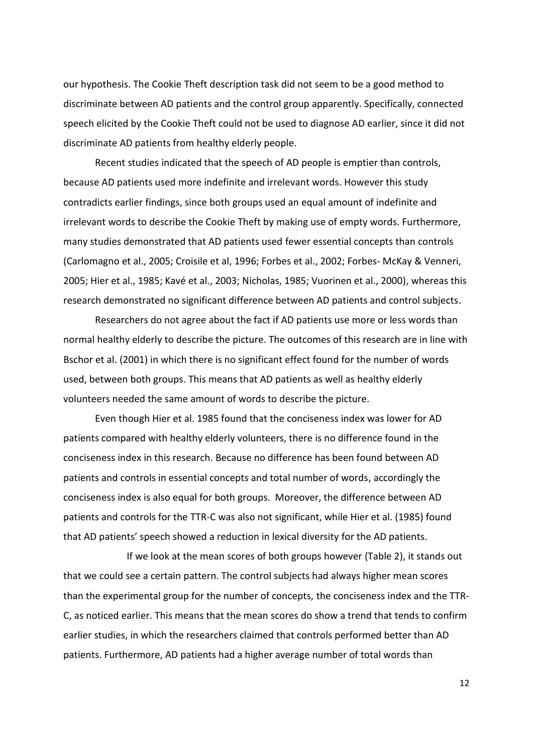our hypothesis. The Cookie Theft description task did not seem to be a good method to discriminate between AD patients and the control group apparently. Specifically, connected speech elicited by the Cookie Theft could not be used to diagnose AD earlier, since it did not discriminate AD patients from healthy elderly people.

Recent studies indicated that the speech of AD people is emptier than controls, because AD patients used more indefinite and irrelevant words. However this study contradicts earlier findings, since both groups used an equal amount of indefinite and irrelevant words to describe the Cookie Theft by making use of empty words. Furthermore, many studies demonstrated that AD patients used fewer essential concepts than controls (Carlomagno et al., 2005; Croisile et al, 1996; Forbes et al., 2002; Forbes- McKay & Venneri, 2005; Hier et al., 1985; Kavé et al., 2003; Nicholas, 1985; Vuorinen et al., 2000), whereas this research demonstrated no significant difference between AD patients and control subjects.

Researchers do not agree about the fact if AD patients use more or less words than normal healthy elderly to describe the picture. The outcomes of this research are in line with Bschor et al. (2001) in which there is no significant effect found for the number of words used, between both groups. This means that AD patients as well as healthy elderly volunteers needed the same amount of words to describe the picture.

Even though Hier et al. 1985 found that the conciseness index was lower for AD patients compared with healthy elderly volunteers, there is no difference found in the conciseness index in this research. Because no difference has been found between AD patients and controls in essential concepts and total number of words, accordingly the conciseness index is also equal for both groups. Moreover, the difference between AD patients and controls for the TTR-C was also not significant, while Hier et al. (1985) found that AD patients' speech showed a reduction in lexical diversity for the AD patients.

If we look at the mean scores of both groups however (Table 2), it stands out that we could see a certain pattern. The control subjects had always higher mean scores than the experimental group for the number of concepts, the conciseness index and the TTR-C, as noticed earlier. This means that the mean scores do show a trend that tends to confirm earlier studies, in which the researchers claimed that controls performed better than AD patients. Furthermore, AD patients had a higher average number of total words than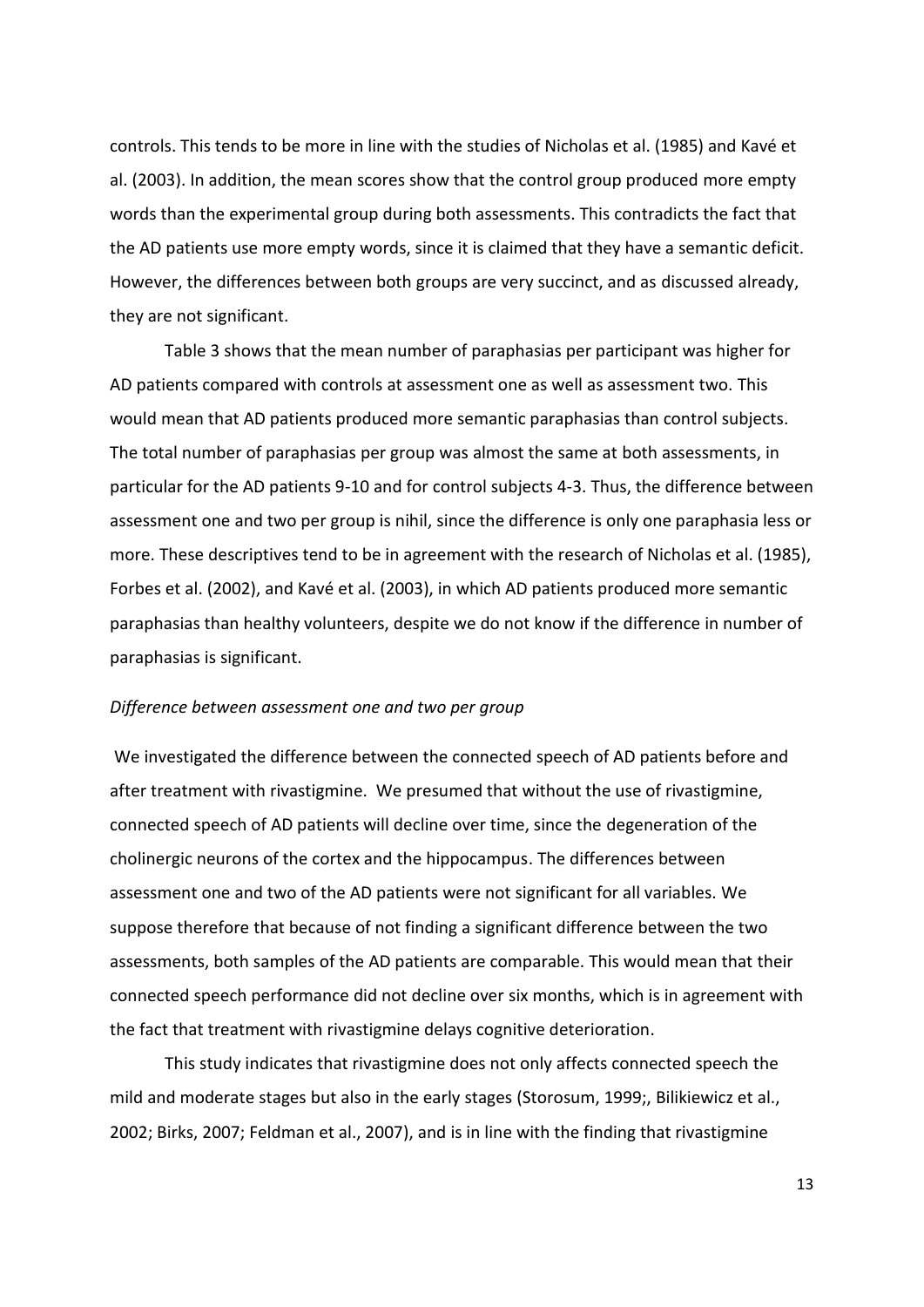controls. This tends to be more in line with the studies of Nicholas et al. (1985) and Kavé et al. (2003). In addition, the mean scores show that the control group produced more empty words than the experimental group during both assessments. This contradicts the fact that the AD patients use more empty words, since it is claimed that they have a semantic deficit. However, the differences between both groups are very succinct, and as discussed already, they are not significant.

Table 3 shows that the mean number of paraphasias per participant was higher for AD patients compared with controls at assessment one as well as assessment two. This would mean that AD patients produced more semantic paraphasias than control subjects. The total number of paraphasias per group was almost the same at both assessments, in particular for the AD patients 9-10 and for control subjects 4-3. Thus, the difference between assessment one and two per group is nihil, since the difference is only one paraphasia less or more. These descriptives tend to be in agreement with the research of Nicholas et al. (1985), Forbes et al. (2002), and Kavé et al. (2003), in which AD patients produced more semantic paraphasias than healthy volunteers, despite we do not know if the difference in number of paraphasias is significant.

*Difference between assessment one and two per group*

We investigated the difference between the connected speech of AD patients before and after treatment with rivastigmine. We presumed that without the use of rivastigmine, connected speech of AD patients will decline over time, since the degeneration of the cholinergic neurons of the cortex and the hippocampus. The differences between assessment one and two of the AD patients were not significant for all variables. We suppose therefore that because of not finding a significant difference between the two assessments, both samples of the AD patients are comparable. This would mean that their connected speech performance did not decline over six months, which is in agreement with the fact that treatment with rivastigmine delays cognitive deterioration.

This study indicates that rivastigmine does not only affects connected speech the mild and moderate stages but also in the early stages (Storosum, 1999;, Bilikiewicz et al., 2002; Birks, 2007; Feldman et al., 2007), and is in line with the finding that rivastigmine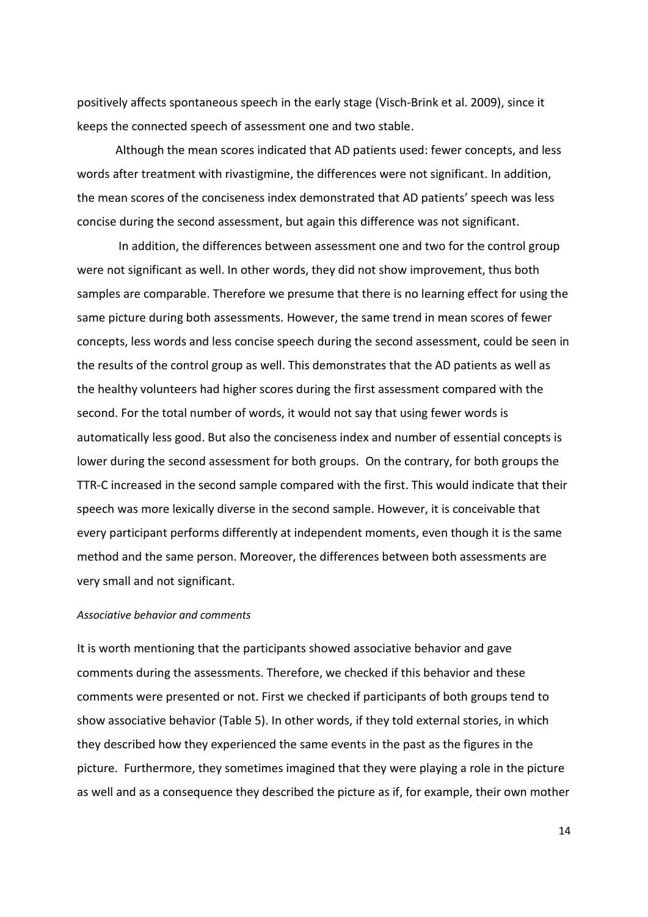positively affects spontaneous speech in the early stage (Visch-Brink et al. 2009), since it keeps the connected speech of assessment one and two stable.

Although the mean scores indicated that AD patients used: fewer concepts, and less words after treatment with rivastigmine, the differences were not significant. In addition, the mean scores of the conciseness index demonstrated that AD patients' speech was less concise during the second assessment, but again this difference was not significant.

In addition, the differences between assessment one and two for the control group were not significant as well. In other words, they did not show improvement, thus both samples are comparable. Therefore we presume that there is no learning effect for using the same picture during both assessments. However, the same trend in mean scores of fewer concepts, less words and less concise speech during the second assessment, could be seen in the results of the control group as well. This demonstrates that the AD patients as well as the healthy volunteers had higher scores during the first assessment compared with the second. For the total number of words, it would not say that using fewer words is automatically less good. But also the conciseness index and number of essential concepts is lower during the second assessment for both groups. On the contrary, for both groups the TTR-C increased in the second sample compared with the first. This would indicate that their speech was more lexically diverse in the second sample. However, it is conceivable that every participant performs differently at independent moments, even though it is the same method and the same person. Moreover, the differences between both assessments are very small and not significant.

*Associative behavior and comments*

It is worth mentioning that the participants showed associative behavior and gave comments during the assessments. Therefore, we checked if this behavior and these comments were presented or not. First we checked if participants of both groups tend to show associative behavior (Table 5). In other words, if they told external stories, in which they described how they experienced the same events in the past as the figures in the picture. Furthermore, they sometimes imagined that they were playing a role in the picture as well and as a consequence they described the picture as if, for example, their own mother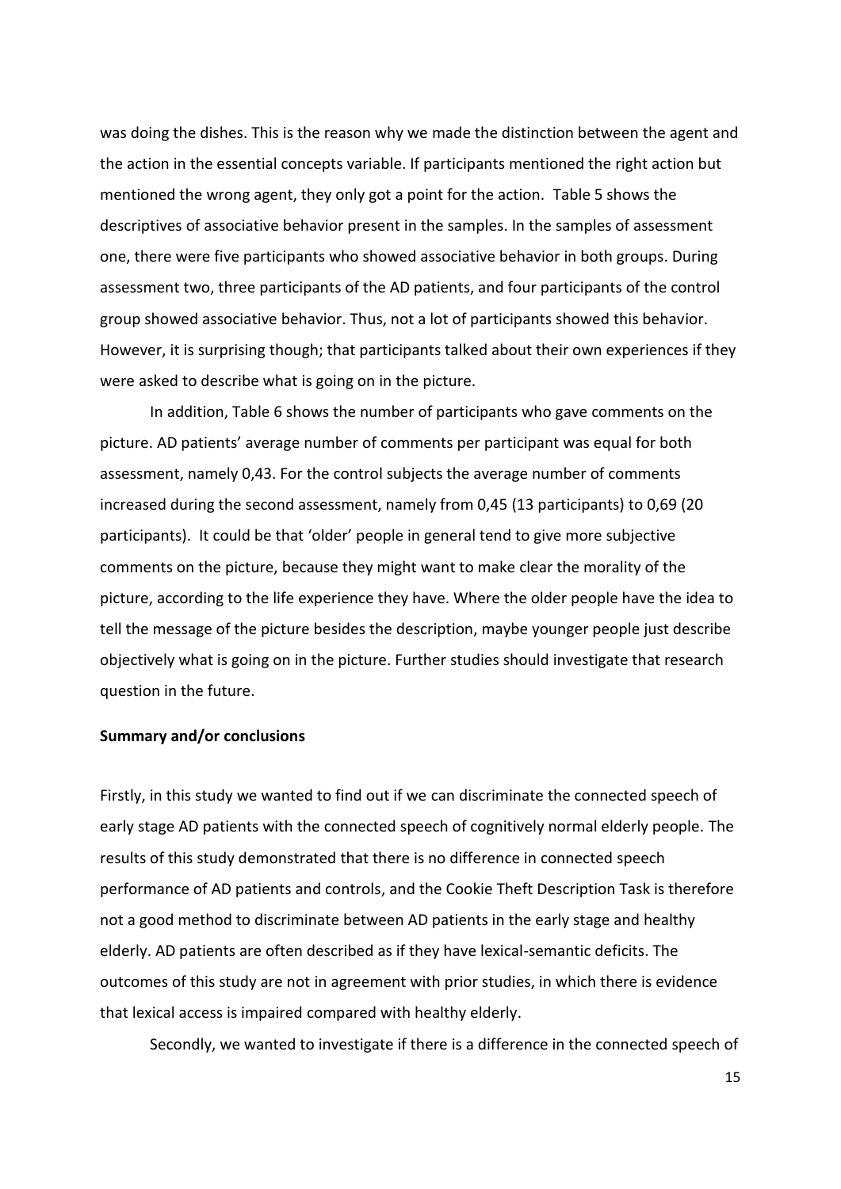was doing the dishes. This is the reason why we made the distinction between the agent and the action in the essential concepts variable. If participants mentioned the right action but mentioned the wrong agent, they only got a point for the action. Table 5 shows the descriptives of associative behavior present in the samples. In the samples of assessment one, there were five participants who showed associative behavior in both groups. During assessment two, three participants of the AD patients, and four participants of the control group showed associative behavior. Thus, not a lot of participants showed this behavior. However, it is surprising though; that participants talked about their own experiences if they were asked to describe what is going on in the picture.

In addition, Table 6 shows the number of participants who gave comments on the picture. AD patients' average number of comments per participant was equal for both assessment, namely 0,43. For the control subjects the average number of comments increased during the second assessment, namely from 0,45 (13 participants) to 0,69 (20 participants). It could be that 'older' people in general tend to give more subjective comments on the picture, because they might want to make clear the morality of the picture, according to the life experience they have. Where the older people have the idea to tell the message of the picture besides the description, maybe younger people just describe objectively what is going on in the picture. Further studies should investigate that research question in the future.

**Summary and/or conclusions**

Firstly, in this study we wanted to find out if we can discriminate the connected speech of early stage AD patients with the connected speech of cognitively normal elderly people. The results of this study demonstrated that there is no difference in connected speech performance of AD patients and controls, and the Cookie Theft Description Task is therefore not a good method to discriminate between AD patients in the early stage and healthy elderly. AD patients are often described as if they have lexical-semantic deficits. The outcomes of this study are not in agreement with prior studies, in which there is evidence that lexical access is impaired compared with healthy elderly.

Secondly, we wanted to investigate if there is a difference in the connected speech of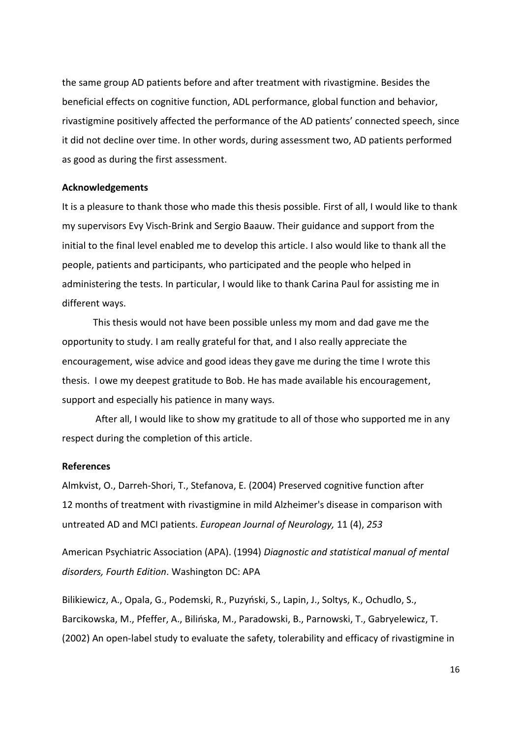the same group AD patients before and after treatment with rivastigmine. Besides the beneficial effects on cognitive function, ADL performance, global function and behavior, rivastigmine positively affected the performance of the AD patients' connected speech, since it did not decline over time. In other words, during assessment two, AD patients performed as good as during the first assessment.

**Acknowledgements**

It is a pleasure to thank those who made this thesis possible. First of all, I would like to thank my supervisors Evy Visch-Brink and Sergio Baauw. Their guidance and support from the initial to the final level enabled me to develop this article. I also would like to thank all the people, patients and participants, who participated and the people who helped in administering the tests. In particular, I would like to thank Carina Paul for assisting me in different ways.

This thesis would not have been possible unless my mom and dad gave me the opportunity to study. I am really grateful for that, and I also really appreciate the encouragement, wise advice and good ideas they gave me during the time I wrote this thesis. I owe my deepest gratitude to Bob. He has made available his encouragement, support and especially his patience in many ways.

After all, I would like to show my gratitude to all of those who supported me in any respect during the completion of this article.

**References**

Almkvist, O., Darreh-Shori, T., Stefanova, E. (2004) Preserved cognitive function after 12 months of treatment with rivastigmine in mild Alzheimer's disease in comparison with untreated AD and MCI patients. *European Journal of Neurology,* 11 (4), *253*

American Psychiatric Association (APA). (1994) *Diagnostic and statistical manual of mental disorders, Fourth Edition*. Washington DC: APA

Bilikiewicz, A., Opala, G., Podemski, R., Puzyński, S., Lapin, J., Soltys, K., Ochudlo, S., Barcikowska, M., Pfeffer, A., Bilińska, M., Paradowski, B., Parnowski, T., Gabryelewicz, T. (2002) An open-label study to evaluate the safety, tolerability and efficacy of rivastigmine in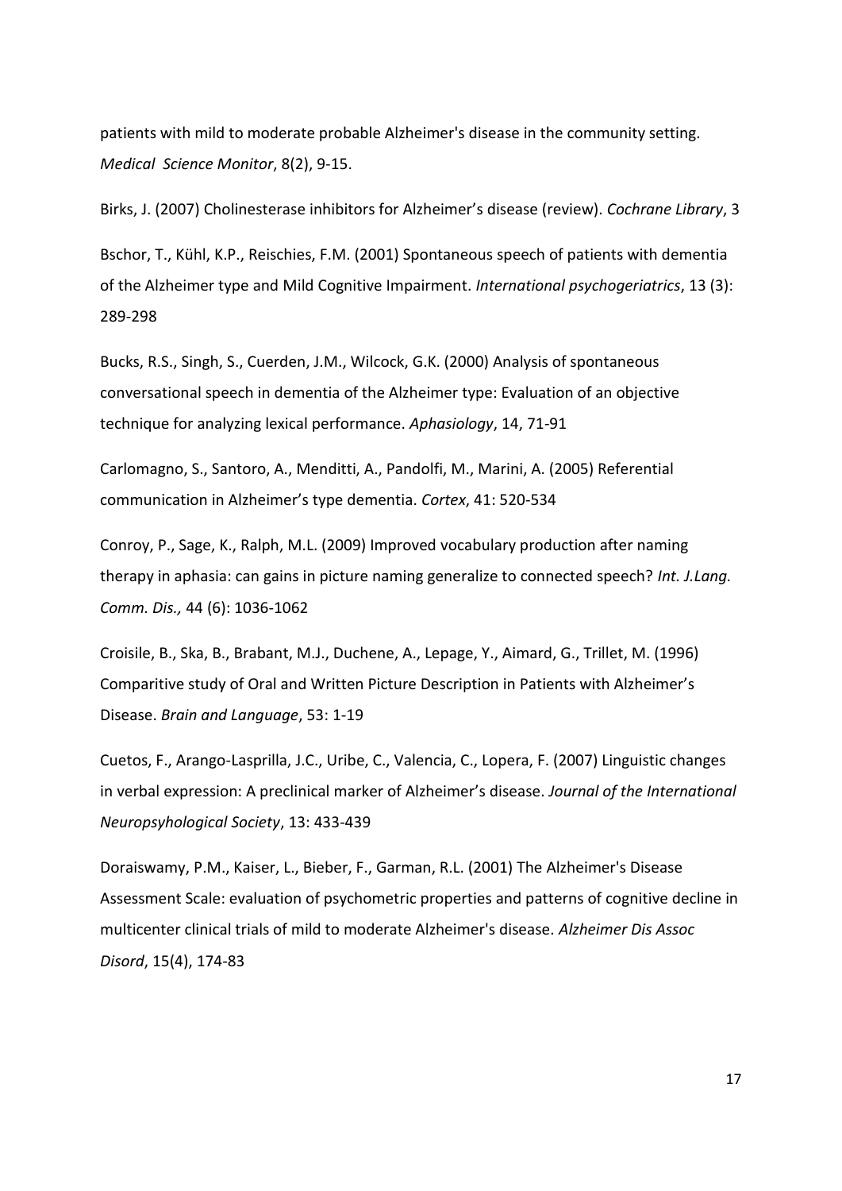patients with mild to moderate probable Alzheimer's disease in the community setting. *Medical Science Monitor*, 8(2), 9-15.

Birks, J. (2007) Cholinesterase inhibitors for Alzheimer's disease (review). *Cochrane Library*, 3

Bschor, T., Kühl, K.P., Reischies, F.M. (2001) Spontaneous speech of patients with dementia of the Alzheimer type and Mild Cognitive Impairment. *International psychogeriatrics*, 13 (3): 289-298

Bucks, R.S., Singh, S., Cuerden, J.M., Wilcock, G.K. (2000) Analysis of spontaneous conversational speech in dementia of the Alzheimer type: Evaluation of an objective technique for analyzing lexical performance. *Aphasiology*, 14, 71-91

Carlomagno, S., Santoro, A., Menditti, A., Pandolfi, M., Marini, A. (2005) Referential communication in Alzheimer's type dementia. *Cortex*, 41: 520-534

Conroy, P., Sage, K., Ralph, M.L. (2009) Improved vocabulary production after naming therapy in aphasia: can gains in picture naming generalize to connected speech? *Int. J.Lang. Comm. Dis.,* 44 (6): 1036-1062

Croisile, B., Ska, B., Brabant, M.J., Duchene, A., Lepage, Y., Aimard, G., Trillet, M. (1996) Comparitive study of Oral and Written Picture Description in Patients with Alzheimer's Disease. *Brain and Language*, 53: 1-19

Cuetos, F., Arango-Lasprilla, J.C., Uribe, C., Valencia, C., Lopera, F. (2007) Linguistic changes in verbal expression: A preclinical marker of Alzheimer's disease. *Journal of the International Neuropsyhological Society*, 13: 433-439

Doraiswamy, P.M., Kaiser, L., Bieber, F., Garman, R.L. (2001) The Alzheimer's Disease Assessment Scale: evaluation of psychometric properties and patterns of cognitive decline in multicenter clinical trials of mild to moderate Alzheimer's disease. *Alzheimer Dis Assoc Disord*, 15(4), 174-83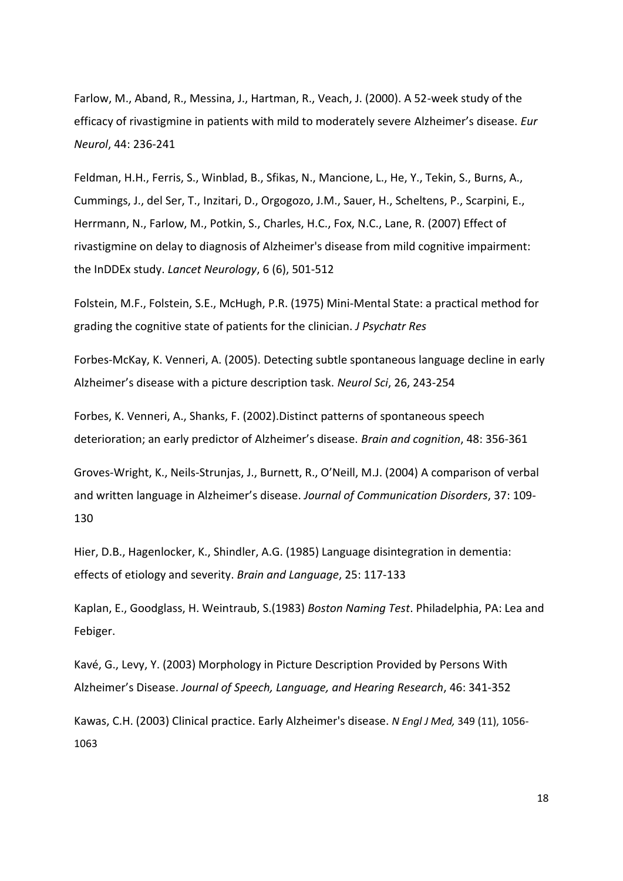Farlow, M., Aband, R., Messina, J., Hartman, R., Veach, J. (2000). A 52-week study of the efficacy of rivastigmine in patients with mild to moderately severe Alzheimer's disease. *Eur Neurol*, 44: 236-241

Feldman, H.H., Ferris, S., Winblad, B., Sfikas, N., Mancione, L., He, Y., Tekin, S., Burns, A., Cummings, J., del Ser, T., Inzitari, D., Orgogozo, J.M., Sauer, H., Scheltens, P., Scarpini, E., Herrmann, N., Farlow, M., Potkin, S., Charles, H.C., Fox, N.C., Lane, R. (2007) Effect of rivastigmine on delay to diagnosis of Alzheimer's disease from mild cognitive impairment: the InDDEx study. *Lancet Neurology*, 6 (6), 501-512

Folstein, M.F., Folstein, S.E., McHugh, P.R. (1975) Mini-Mental State: a practical method for grading the cognitive state of patients for the clinician. *J Psychatr Res*

Forbes-McKay, K. Venneri, A. (2005). Detecting subtle spontaneous language decline in early Alzheimer's disease with a picture description task. *Neurol Sci*, 26, 243-254

Forbes, K. Venneri, A., Shanks, F. (2002).Distinct patterns of spontaneous speech deterioration; an early predictor of Alzheimer's disease. *Brain and cognition*, 48: 356-361

Groves-Wright, K., Neils-Strunjas, J., Burnett, R., O'Neill, M.J. (2004) A comparison of verbal and written language in Alzheimer's disease. *Journal of Communication Disorders*, 37: 109-130

Hier, D.B., Hagenlocker, K., Shindler, A.G. (1985) Language disintegration in dementia: effects of etiology and severity. *Brain and Language*, 25: 117-133

Kaplan, E., Goodglass, H. Weintraub, S.(1983) *Boston Naming Test*. Philadelphia, PA: Lea and Febiger.

Kavé, G., Levy, Y. (2003) Morphology in Picture Description Provided by Persons With Alzheimer's Disease. *Journal of Speech, Language, and Hearing Research*, 46: 341-352

Kawas, C.H. (2003) Clinical practice. Early Alzheimer's disease. *N Engl J Med,* 349 (11), 1056-1063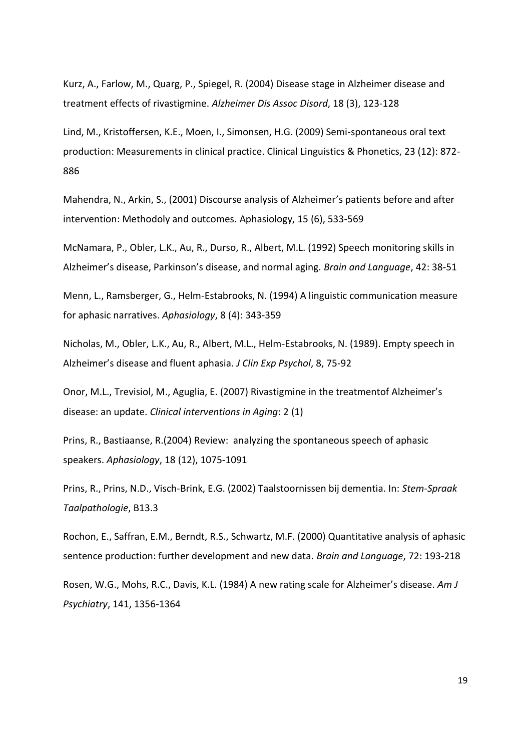Kurz, A., Farlow, M., Quarg, P., Spiegel, R. (2004) Disease stage in Alzheimer disease and treatment effects of rivastigmine. *Alzheimer Dis Assoc Disord*, 18 (3), 123-128

Lind, M., Kristoffersen, K.E., Moen, I., Simonsen, H.G. (2009) Semi-spontaneous oral text production: Measurements in clinical practice. Clinical Linguistics & Phonetics, 23 (12): 872-886

Mahendra, N., Arkin, S., (2001) Discourse analysis of Alzheimer's patients before and after intervention: Methodoly and outcomes. Aphasiology, 15 (6), 533-569

McNamara, P., Obler, L.K., Au, R., Durso, R., Albert, M.L. (1992) Speech monitoring skills in Alzheimer's disease, Parkinson's disease, and normal aging. *Brain and Language*, 42: 38-51

Menn, L., Ramsberger, G., Helm-Estabrooks, N. (1994) A linguistic communication measure for aphasic narratives. *Aphasiology*, 8 (4): 343-359

Nicholas, M., Obler, L.K., Au, R., Albert, M.L., Helm-Estabrooks, N. (1989). Empty speech in Alzheimer's disease and fluent aphasia. *J Clin Exp Psychol*, 8, 75-92

Onor, M.L., Trevisiol, M., Aguglia, E. (2007) Rivastigmine in the treatmentof Alzheimer's disease: an update. *Clinical interventions in Aging*: 2 (1)

Prins, R., Bastiaanse, R.(2004) Review: analyzing the spontaneous speech of aphasic speakers. *Aphasiology*, 18 (12), 1075-1091

Prins, R., Prins, N.D., Visch-Brink, E.G. (2002) Taalstoornissen bij dementia. In: *Stem-Spraak Taalpathologie*, B13.3

Rochon, E., Saffran, E.M., Berndt, R.S., Schwartz, M.F. (2000) Quantitative analysis of aphasic sentence production: further development and new data. *Brain and Language*, 72: 193-218

Rosen, W.G., Mohs, R.C., Davis, K.L. (1984) A new rating scale for Alzheimer's disease. *Am J Psychiatry*, 141, 1356-1364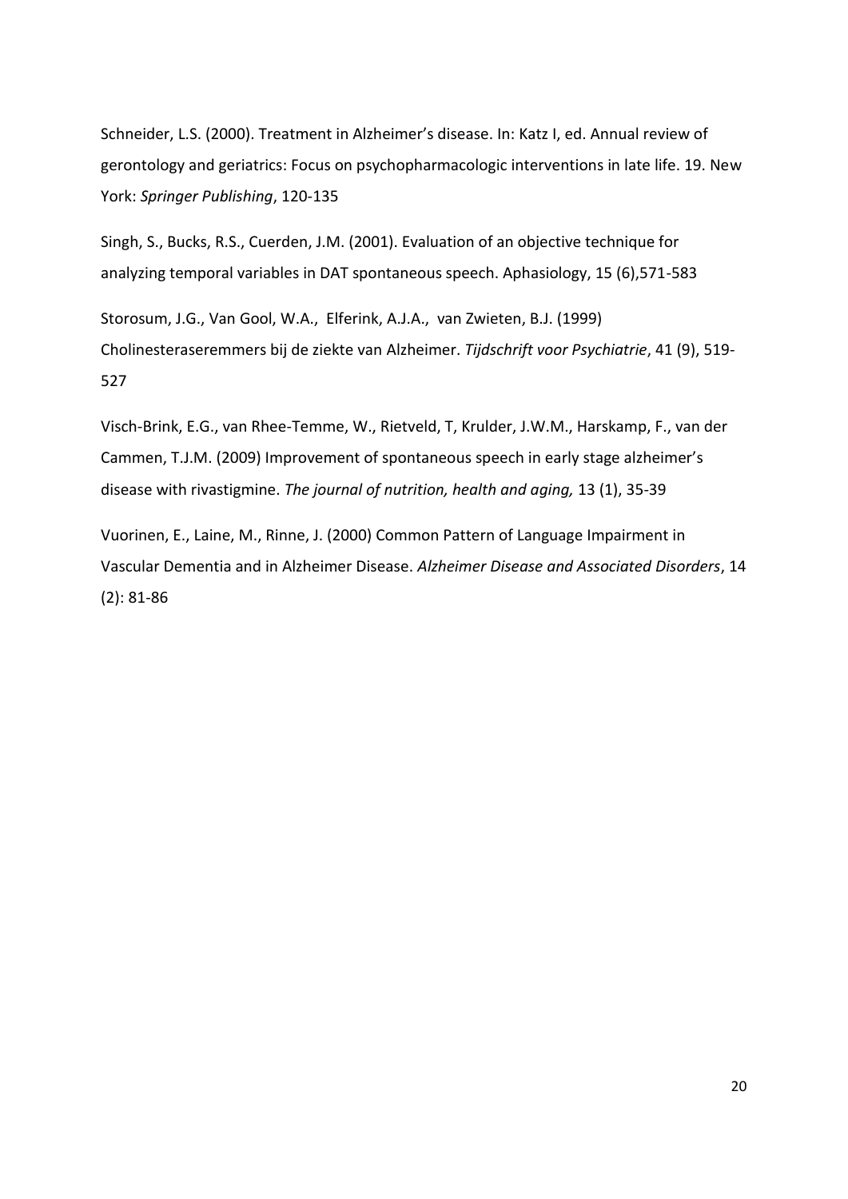Schneider, L.S. (2000). Treatment in Alzheimer's disease. In: Katz I, ed. Annual review of gerontology and geriatrics: Focus on psychopharmacologic interventions in late life. 19. New York: *Springer Publishing*, 120-135

Singh, S., Bucks, R.S., Cuerden, J.M. (2001). Evaluation of an objective technique for analyzing temporal variables in DAT spontaneous speech. Aphasiology, 15 (6),571-583

Storosum, J.G., Van Gool, W.A., Elferink, A.J.A., van Zwieten, B.J. (1999) Cholinesteraseremmers bij de ziekte van Alzheimer. *Tijdschrift voor Psychiatrie*, 41 (9), 519-527

Visch-Brink, E.G., van Rhee-Temme, W., Rietveld, T, Krulder, J.W.M., Harskamp, F., van der Cammen, T.J.M. (2009) Improvement of spontaneous speech in early stage alzheimer's disease with rivastigmine. *The journal of nutrition, health and aging,* 13 (1), 35-39

Vuorinen, E., Laine, M., Rinne, J. (2000) Common Pattern of Language Impairment in Vascular Dementia and in Alzheimer Disease. *Alzheimer Disease and Associated Disorders*, 14 (2): 81-86